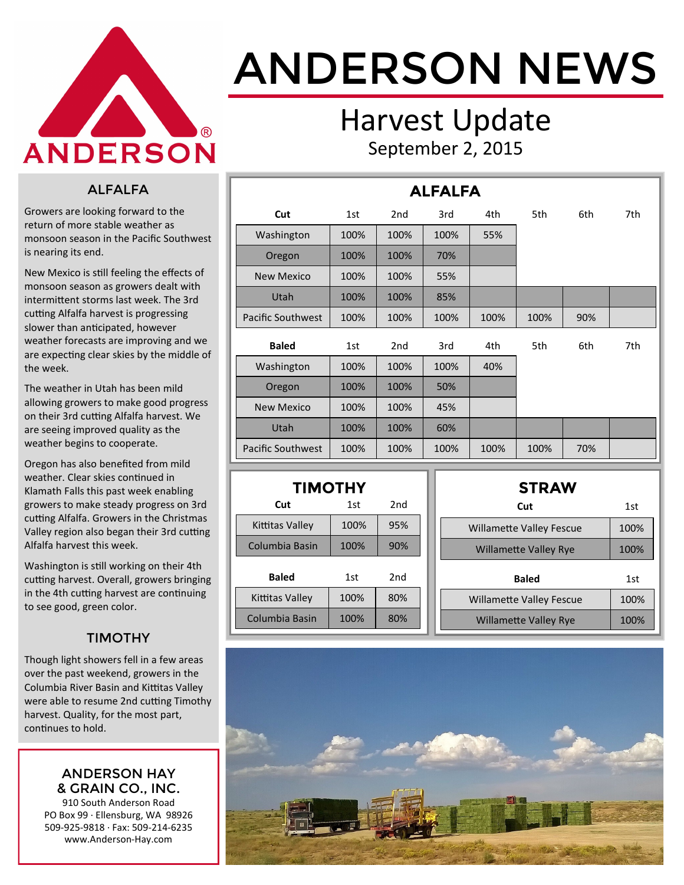# ANDERSON NEWS

## Harvest Update

September 2, 2015

### ALFALFA

Growers are looking forward to the return of more stable weather as monsoon season in the Pacific Southwest is nearing its end.

New Mexico is still feeling the effects of monsoon season as growers dealt with intermittent storms last week. The 3rd cutting Alfalfa harvest is progressing slower than anticipated, however weather forecasts are improving and we are expecting clear skies by the middle of the week.

The weather in Utah has been mild allowing growers to make good progress on their 3rd cutting Alfalfa harvest. We are seeing improved quality as the weather begins to cooperate.

Oregon has also benefited from mild weather. Clear skies continued in Klamath Falls this past week enabling growers to make steady progress on 3rd cutting Alfalfa. Growers in the Christmas Valley region also began their 3rd cutting Alfalfa harvest this week.

Washington is still working on their 4th cutting harvest. Overall, growers bringing in the 4th cutting harvest are continuing to see good, green color.

### TIMOTHY

Though light showers fell in a few areas over the past weekend, growers in the Columbia River Basin and Kittitas Valley were able to resume 2nd cutting Timothy harvest. Quality, for the most part, continues to hold.

**ANDERSON HAY & GRAIN CO., INC.**
910 South Anderson Road
PO Box 99 · Ellensburg, WA 98926
509-925-9818 · Fax: 509-214-6235
www.Anderson-Hay.com

### ALFALFA

| Cut | 1st | 2nd | 3rd | 4th | 5th | 6th | 7th |
|---|---|---|---|---|---|---|---|
| Washington | 100% | 100% | 100% | 55% | | | |
| Oregon | 100% | 100% | 70% | | | | |
| New Mexico | 100% | 100% | 55% | | | | |
| Utah | 100% | 100% | 85% | | | | |
| Pacific Southwest | 100% | 100% | 100% | 100% | 100% | 90% | |

| Baled | 1st | 2nd | 3rd | 4th | 5th | 6th | 7th |
|---|---|---|---|---|---|---|---|
| Washington | 100% | 100% | 100% | 40% | | | |
| Oregon | 100% | 100% | 50% | | | | |
| New Mexico | 100% | 100% | 45% | | | | |
| Utah | 100% | 100% | 60% | | | | |
| Pacific Southwest | 100% | 100% | 100% | 100% | 100% | 70% | |

### TIMOTHY

| Cut | 1st | 2nd |
|---|---|---|
| Kittitas Valley | 100% | 95% |
| Columbia Basin | 100% | 90% |

| Baled | 1st | 2nd |
|---|---|---|
| Kittitas Valley | 100% | 80% |
| Columbia Basin | 100% | 80% |

### STRAW

| Cut | 1st |
|---|---|
| Willamette Valley Fescue | 100% |
| Willamette Valley Rye | 100% |

| Baled | 1st |
|---|---|
| Willamette Valley Fescue | 100% |
| Willamette Valley Rye | 100% |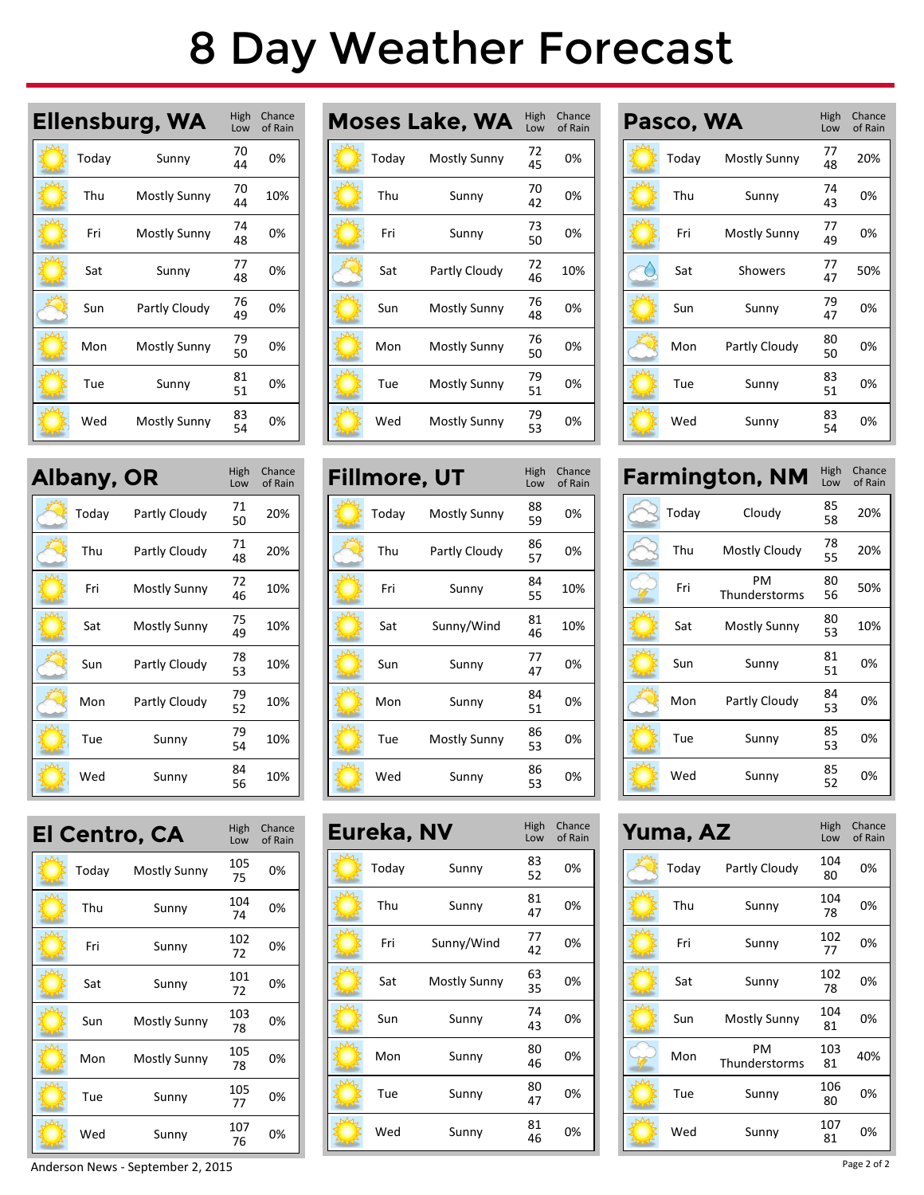# 8 Day Weather Forecast

## Ellensburg, WA

| | | High / Low | Chance of Rain |
|---|---|---|---|
| Today | Sunny | 70 / 44 | 0% |
| Thu | Mostly Sunny | 70 / 44 | 10% |
| Fri | Mostly Sunny | 74 / 48 | 0% |
| Sat | Sunny | 77 / 48 | 0% |
| Sun | Partly Cloudy | 76 / 49 | 0% |
| Mon | Mostly Sunny | 79 / 50 | 0% |
| Tue | Sunny | 81 / 51 | 0% |
| Wed | Mostly Sunny | 83 / 54 | 0% |

## Moses Lake, WA

| | | High / Low | Chance of Rain |
|---|---|---|---|
| Today | Mostly Sunny | 72 / 45 | 0% |
| Thu | Sunny | 70 / 42 | 0% |
| Fri | Sunny | 73 / 50 | 0% |
| Sat | Partly Cloudy | 72 / 46 | 10% |
| Sun | Mostly Sunny | 76 / 48 | 0% |
| Mon | Mostly Sunny | 76 / 50 | 0% |
| Tue | Mostly Sunny | 79 / 51 | 0% |
| Wed | Mostly Sunny | 79 / 53 | 0% |

## Pasco, WA

| | | High / Low | Chance of Rain |
|---|---|---|---|
| Today | Mostly Sunny | 77 / 48 | 20% |
| Thu | Sunny | 74 / 43 | 0% |
| Fri | Mostly Sunny | 77 / 49 | 0% |
| Sat | Showers | 77 / 47 | 50% |
| Sun | Sunny | 79 / 47 | 0% |
| Mon | Partly Cloudy | 80 / 50 | 0% |
| Tue | Sunny | 83 / 51 | 0% |
| Wed | Sunny | 83 / 54 | 0% |

## Albany, OR

| | | High / Low | Chance of Rain |
|---|---|---|---|
| Today | Partly Cloudy | 71 / 50 | 20% |
| Thu | Partly Cloudy | 71 / 48 | 20% |
| Fri | Mostly Sunny | 72 / 46 | 10% |
| Sat | Mostly Sunny | 75 / 49 | 10% |
| Sun | Partly Cloudy | 78 / 53 | 10% |
| Mon | Partly Cloudy | 79 / 52 | 10% |
| Tue | Sunny | 79 / 54 | 10% |
| Wed | Sunny | 84 / 56 | 10% |

## Fillmore, UT

| | | High / Low | Chance of Rain |
|---|---|---|---|
| Today | Mostly Sunny | 88 / 59 | 0% |
| Thu | Partly Cloudy | 86 / 57 | 0% |
| Fri | Sunny | 84 / 55 | 10% |
| Sat | Sunny/Wind | 81 / 46 | 10% |
| Sun | Sunny | 77 / 47 | 0% |
| Mon | Sunny | 84 / 51 | 0% |
| Tue | Mostly Sunny | 86 / 53 | 0% |
| Wed | Sunny | 86 / 53 | 0% |

## Farmington, NM

| | | High / Low | Chance of Rain |
|---|---|---|---|
| Today | Cloudy | 85 / 58 | 20% |
| Thu | Mostly Cloudy | 78 / 55 | 20% |
| Fri | PM Thunderstorms | 80 / 56 | 50% |
| Sat | Mostly Sunny | 80 / 53 | 10% |
| Sun | Sunny | 81 / 51 | 0% |
| Mon | Partly Cloudy | 84 / 53 | 0% |
| Tue | Sunny | 85 / 53 | 0% |
| Wed | Sunny | 85 / 52 | 0% |

## El Centro, CA

| | | High / Low | Chance of Rain |
|---|---|---|---|
| Today | Mostly Sunny | 105 / 75 | 0% |
| Thu | Sunny | 104 / 74 | 0% |
| Fri | Sunny | 102 / 72 | 0% |
| Sat | Sunny | 101 / 72 | 0% |
| Sun | Mostly Sunny | 103 / 78 | 0% |
| Mon | Mostly Sunny | 105 / 78 | 0% |
| Tue | Sunny | 105 / 77 | 0% |
| Wed | Sunny | 107 / 76 | 0% |

## Eureka, NV

| | | High / Low | Chance of Rain |
|---|---|---|---|
| Today | Sunny | 83 / 52 | 0% |
| Thu | Sunny | 81 / 47 | 0% |
| Fri | Sunny/Wind | 77 / 42 | 0% |
| Sat | Mostly Sunny | 63 / 35 | 0% |
| Sun | Sunny | 74 / 43 | 0% |
| Mon | Sunny | 80 / 46 | 0% |
| Tue | Sunny | 80 / 47 | 0% |
| Wed | Sunny | 81 / 46 | 0% |

## Yuma, AZ

| | | High / Low | Chance of Rain |
|---|---|---|---|
| Today | Partly Cloudy | 104 / 80 | 0% |
| Thu | Sunny | 104 / 78 | 0% |
| Fri | Sunny | 102 / 77 | 0% |
| Sat | Sunny | 102 / 78 | 0% |
| Sun | Mostly Sunny | 104 / 81 | 0% |
| Mon | PM Thunderstorms | 103 / 81 | 40% |
| Tue | Sunny | 106 / 80 | 0% |
| Wed | Sunny | 107 / 81 | 0% |

Anderson News - September 2, 2015